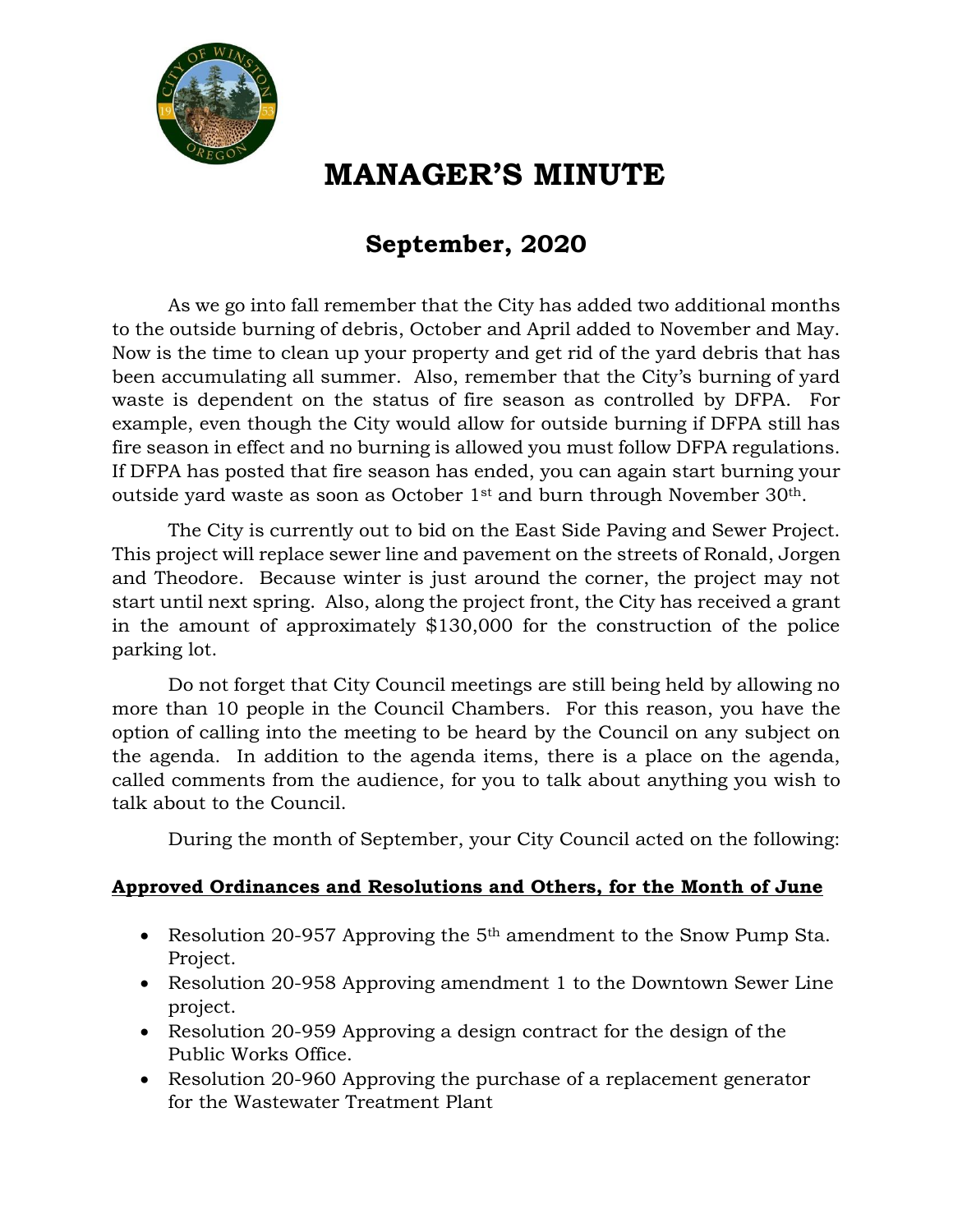# MANAGER'S MINUTE

## September, 2020

As we go into fall remember that the City has added two additional months to the outside burning of debris, October and April added to November and May. Now is the time to clean up your property and get rid of the yard debris that has been accumulating all summer. Also, remember that the City's burning of yard waste is dependent on the status of fire season as controlled by DFPA. For example, even though the City would allow for outside burning if DFPA still has fire season in effect and no burning is allowed you must follow DFPA regulations. If DFPA has posted that fire season has ended, you can again start burning your outside yard waste as soon as October 1st and burn through November 30th.

The City is currently out to bid on the East Side Paving and Sewer Project. This project will replace sewer line and pavement on the streets of Ronald, Jorgen and Theodore. Because winter is just around the corner, the project may not start until next spring. Also, along the project front, the City has received a grant in the amount of approximately $130,000 for the construction of the police parking lot.

Do not forget that City Council meetings are still being held by allowing no more than 10 people in the Council Chambers. For this reason, you have the option of calling into the meeting to be heard by the Council on any subject on the agenda. In addition to the agenda items, there is a place on the agenda, called comments from the audience, for you to talk about anything you wish to talk about to the Council.

During the month of September, your City Council acted on the following:

**<u>Approved Ordinances and Resolutions and Others, for the Month of June</u>**

- Resolution 20-957 Approving the 5th amendment to the Snow Pump Sta. Project.
- Resolution 20-958 Approving amendment 1 to the Downtown Sewer Line project.
- Resolution 20-959 Approving a design contract for the design of the Public Works Office.
- Resolution 20-960 Approving the purchase of a replacement generator for the Wastewater Treatment Plant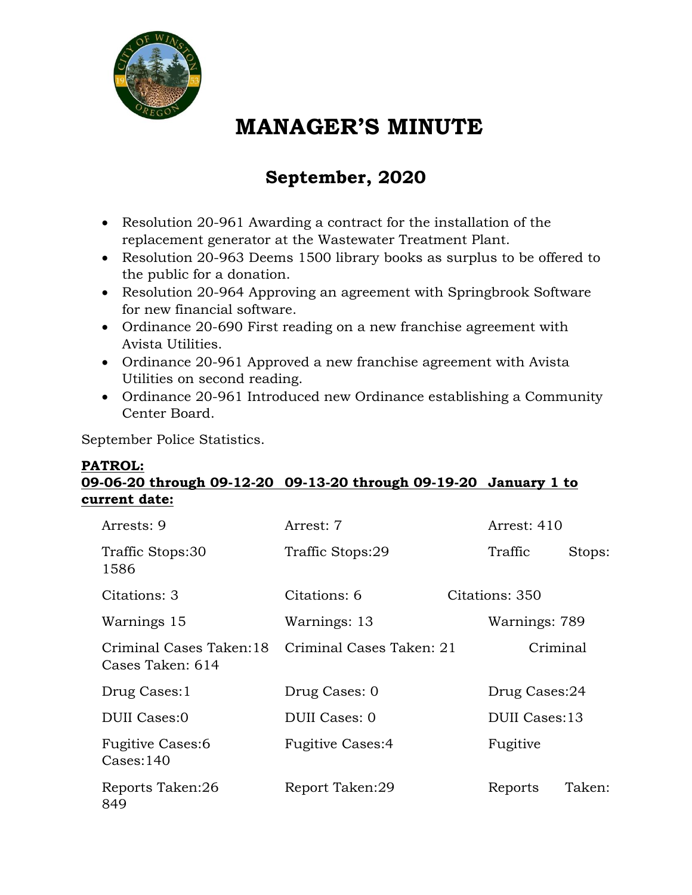# MANAGER'S MINUTE

## September, 2020

- Resolution 20-961 Awarding a contract for the installation of the replacement generator at the Wastewater Treatment Plant.
- Resolution 20-963 Deems 1500 library books as surplus to be offered to the public for a donation.
- Resolution 20-964 Approving an agreement with Springbrook Software for new financial software.
- Ordinance 20-690 First reading on a new franchise agreement with Avista Utilities.
- Ordinance 20-961 Approved a new franchise agreement with Avista Utilities on second reading.
- Ordinance 20-961 Introduced new Ordinance establishing a Community Center Board.

September Police Statistics.

**PATROL:**

| 09-06-20 through 09-12-20 | 09-13-20 through 09-19-20 | January 1 to current date: |
|---|---|---|
| Arrests: 9 | Arrest: 7 | Arrest: 410 |
| Traffic Stops:30 | Traffic Stops:29 | Traffic Stops: 1586 |
| Citations: 3 | Citations: 6 | Citations: 350 |
| Warnings 15 | Warnings: 13 | Warnings: 789 |
| Criminal Cases Taken:18 | Criminal Cases Taken: 21 | Criminal Cases Taken: 614 |
| Drug Cases:1 | Drug Cases: 0 | Drug Cases:24 |
| DUII Cases:0 | DUII Cases: 0 | DUII Cases:13 |
| Fugitive Cases:6 | Fugitive Cases:4 | Fugitive Cases:140 |
| Reports Taken:26 | Report Taken:29 | Reports Taken: 849 |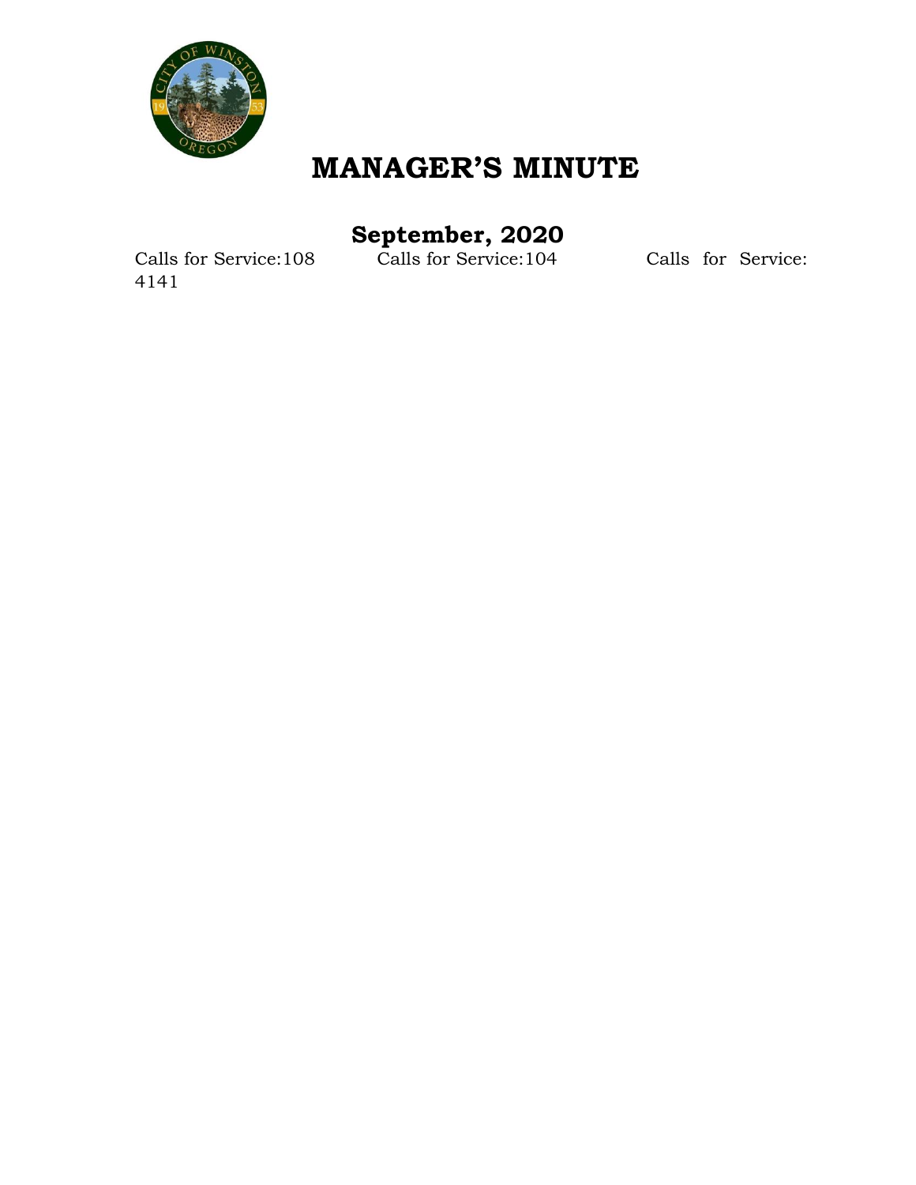# MANAGER'S MINUTE

## September, 2020

Calls for Service:108 Calls for Service:104 Calls for Service: 4141